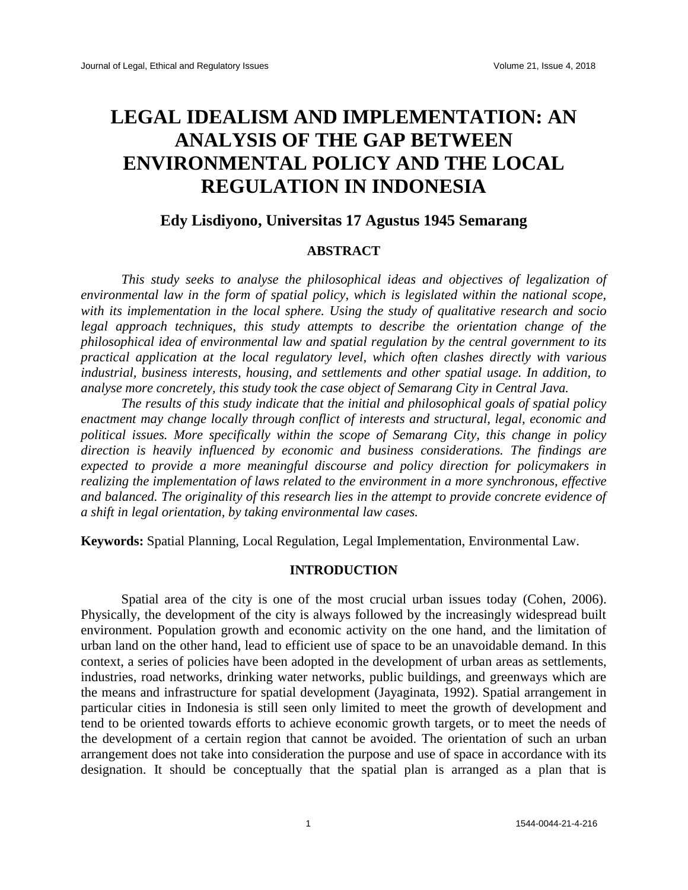# LEGAL IDEALISM AND IMPLEMENTATION: AN ANALYSIS OF THE GAP BETWEEN ENVIRONMENTAL POLICY AND THE LOCAL REGULATION IN INDONESIA

### Edy Lisdiyono, Universitas 17 Agustus 1945 Semarang

## ABSTRACT

*This study seeks to analyse the philosophical ideas and objectives of legalization of environmental law in the form of spatial policy, which is legislated within the national scope, with its implementation in the local sphere. Using the study of qualitative research and socio legal approach techniques, this study attempts to describe the orientation change of the philosophical idea of environmental law and spatial regulation by the central government to its practical application at the local regulatory level, which often clashes directly with various industrial, business interests, housing, and settlements and other spatial usage. In addition, to analyse more concretely, this study took the case object of Semarang City in Central Java.*

*The results of this study indicate that the initial and philosophical goals of spatial policy enactment may change locally through conflict of interests and structural, legal, economic and political issues. More specifically within the scope of Semarang City, this change in policy direction is heavily influenced by economic and business considerations. The findings are expected to provide a more meaningful discourse and policy direction for policymakers in realizing the implementation of laws related to the environment in a more synchronous, effective and balanced. The originality of this research lies in the attempt to provide concrete evidence of a shift in legal orientation, by taking environmental law cases.*

**Keywords:** Spatial Planning, Local Regulation, Legal Implementation, Environmental Law.

## INTRODUCTION

Spatial area of the city is one of the most crucial urban issues today (Cohen, 2006). Physically, the development of the city is always followed by the increasingly widespread built environment. Population growth and economic activity on the one hand, and the limitation of urban land on the other hand, lead to efficient use of space to be an unavoidable demand. In this context, a series of policies have been adopted in the development of urban areas as settlements, industries, road networks, drinking water networks, public buildings, and greenways which are the means and infrastructure for spatial development (Jayaginata, 1992). Spatial arrangement in particular cities in Indonesia is still seen only limited to meet the growth of development and tend to be oriented towards efforts to achieve economic growth targets, or to meet the needs of the development of a certain region that cannot be avoided. The orientation of such an urban arrangement does not take into consideration the purpose and use of space in accordance with its designation. It should be conceptually that the spatial plan is arranged as a plan that is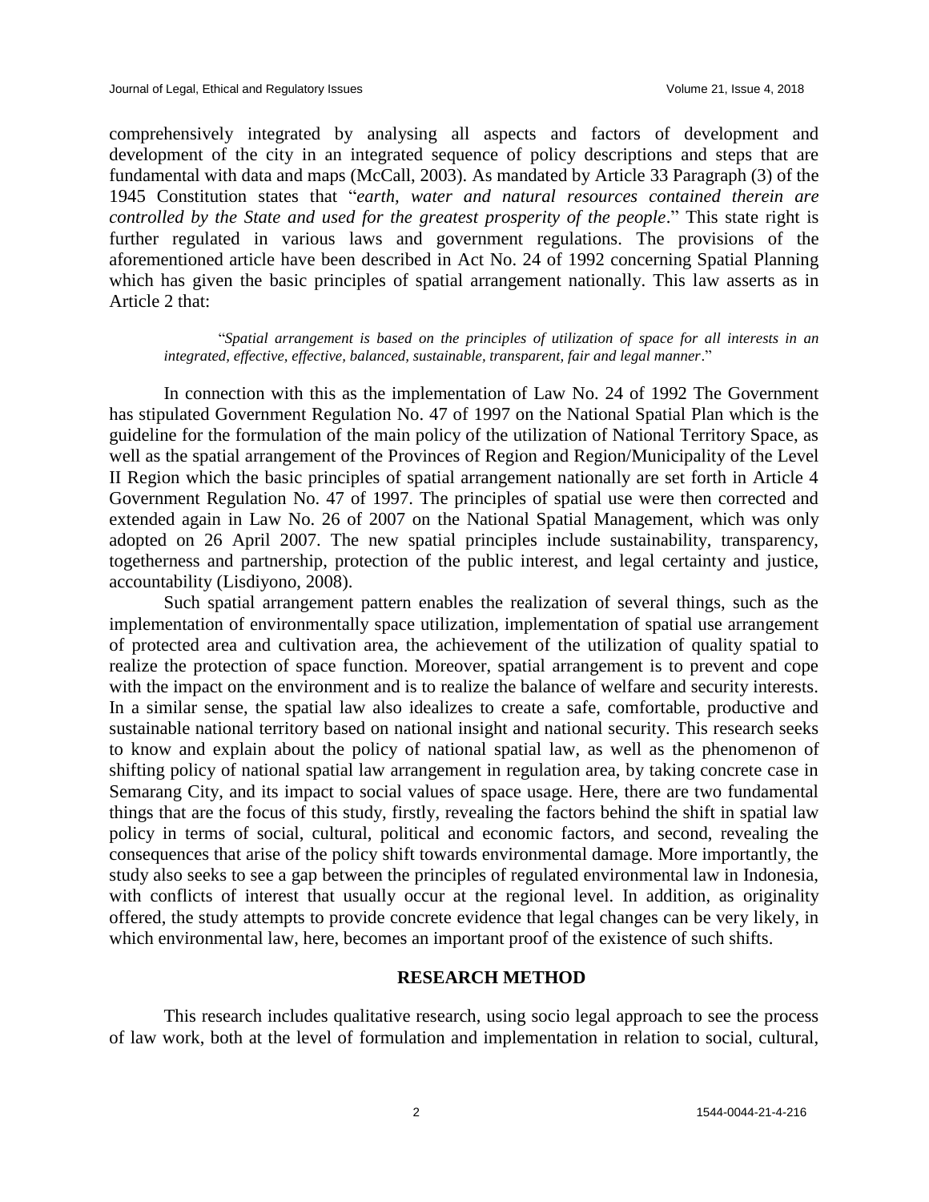comprehensively integrated by analysing all aspects and factors of development and development of the city in an integrated sequence of policy descriptions and steps that are fundamental with data and maps (McCall, 2003). As mandated by Article 33 Paragraph (3) of the 1945 Constitution states that "*earth, water and natural resources contained therein are controlled by the State and used for the greatest prosperity of the people*." This state right is further regulated in various laws and government regulations. The provisions of the aforementioned article have been described in Act No. 24 of 1992 concerning Spatial Planning which has given the basic principles of spatial arrangement nationally. This law asserts as in Article 2 that:

> "*Spatial arrangement is based on the principles of utilization of space for all interests in an integrated, effective, effective, balanced, sustainable, transparent, fair and legal manner*."

In connection with this as the implementation of Law No. 24 of 1992 The Government has stipulated Government Regulation No. 47 of 1997 on the National Spatial Plan which is the guideline for the formulation of the main policy of the utilization of National Territory Space, as well as the spatial arrangement of the Provinces of Region and Region/Municipality of the Level II Region which the basic principles of spatial arrangement nationally are set forth in Article 4 Government Regulation No. 47 of 1997. The principles of spatial use were then corrected and extended again in Law No. 26 of 2007 on the National Spatial Management, which was only adopted on 26 April 2007. The new spatial principles include sustainability, transparency, togetherness and partnership, protection of the public interest, and legal certainty and justice, accountability (Lisdiyono, 2008).

Such spatial arrangement pattern enables the realization of several things, such as the implementation of environmentally space utilization, implementation of spatial use arrangement of protected area and cultivation area, the achievement of the utilization of quality spatial to realize the protection of space function. Moreover, spatial arrangement is to prevent and cope with the impact on the environment and is to realize the balance of welfare and security interests. In a similar sense, the spatial law also idealizes to create a safe, comfortable, productive and sustainable national territory based on national insight and national security. This research seeks to know and explain about the policy of national spatial law, as well as the phenomenon of shifting policy of national spatial law arrangement in regulation area, by taking concrete case in Semarang City, and its impact to social values of space usage. Here, there are two fundamental things that are the focus of this study, firstly, revealing the factors behind the shift in spatial law policy in terms of social, cultural, political and economic factors, and second, revealing the consequences that arise of the policy shift towards environmental damage. More importantly, the study also seeks to see a gap between the principles of regulated environmental law in Indonesia, with conflicts of interest that usually occur at the regional level. In addition, as originality offered, the study attempts to provide concrete evidence that legal changes can be very likely, in which environmental law, here, becomes an important proof of the existence of such shifts.

## RESEARCH METHOD

This research includes qualitative research, using socio legal approach to see the process of law work, both at the level of formulation and implementation in relation to social, cultural,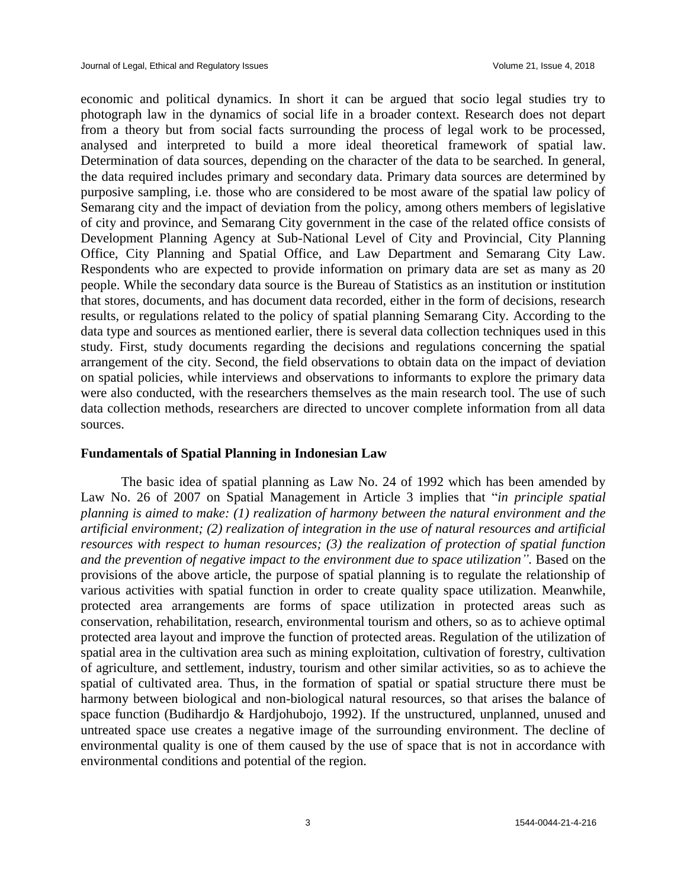economic and political dynamics. In short it can be argued that socio legal studies try to photograph law in the dynamics of social life in a broader context. Research does not depart from a theory but from social facts surrounding the process of legal work to be processed, analysed and interpreted to build a more ideal theoretical framework of spatial law. Determination of data sources, depending on the character of the data to be searched. In general, the data required includes primary and secondary data. Primary data sources are determined by purposive sampling, i.e. those who are considered to be most aware of the spatial law policy of Semarang city and the impact of deviation from the policy, among others members of legislative of city and province, and Semarang City government in the case of the related office consists of Development Planning Agency at Sub-National Level of City and Provincial, City Planning Office, City Planning and Spatial Office, and Law Department and Semarang City Law. Respondents who are expected to provide information on primary data are set as many as 20 people. While the secondary data source is the Bureau of Statistics as an institution or institution that stores, documents, and has document data recorded, either in the form of decisions, research results, or regulations related to the policy of spatial planning Semarang City. According to the data type and sources as mentioned earlier, there is several data collection techniques used in this study. First, study documents regarding the decisions and regulations concerning the spatial arrangement of the city. Second, the field observations to obtain data on the impact of deviation on spatial policies, while interviews and observations to informants to explore the primary data were also conducted, with the researchers themselves as the main research tool. The use of such data collection methods, researchers are directed to uncover complete information from all data sources.

## Fundamentals of Spatial Planning in Indonesian Law

The basic idea of spatial planning as Law No. 24 of 1992 which has been amended by Law No. 26 of 2007 on Spatial Management in Article 3 implies that "*in principle spatial planning is aimed to make: (1) realization of harmony between the natural environment and the artificial environment; (2) realization of integration in the use of natural resources and artificial resources with respect to human resources; (3) the realization of protection of spatial function and the prevention of negative impact to the environment due to space utilization".* Based on the provisions of the above article, the purpose of spatial planning is to regulate the relationship of various activities with spatial function in order to create quality space utilization. Meanwhile, protected area arrangements are forms of space utilization in protected areas such as conservation, rehabilitation, research, environmental tourism and others, so as to achieve optimal protected area layout and improve the function of protected areas. Regulation of the utilization of spatial area in the cultivation area such as mining exploitation, cultivation of forestry, cultivation of agriculture, and settlement, industry, tourism and other similar activities, so as to achieve the spatial of cultivated area. Thus, in the formation of spatial or spatial structure there must be harmony between biological and non-biological natural resources, so that arises the balance of space function (Budihardjo & Hardjohubojo, 1992). If the unstructured, unplanned, unused and untreated space use creates a negative image of the surrounding environment. The decline of environmental quality is one of them caused by the use of space that is not in accordance with environmental conditions and potential of the region.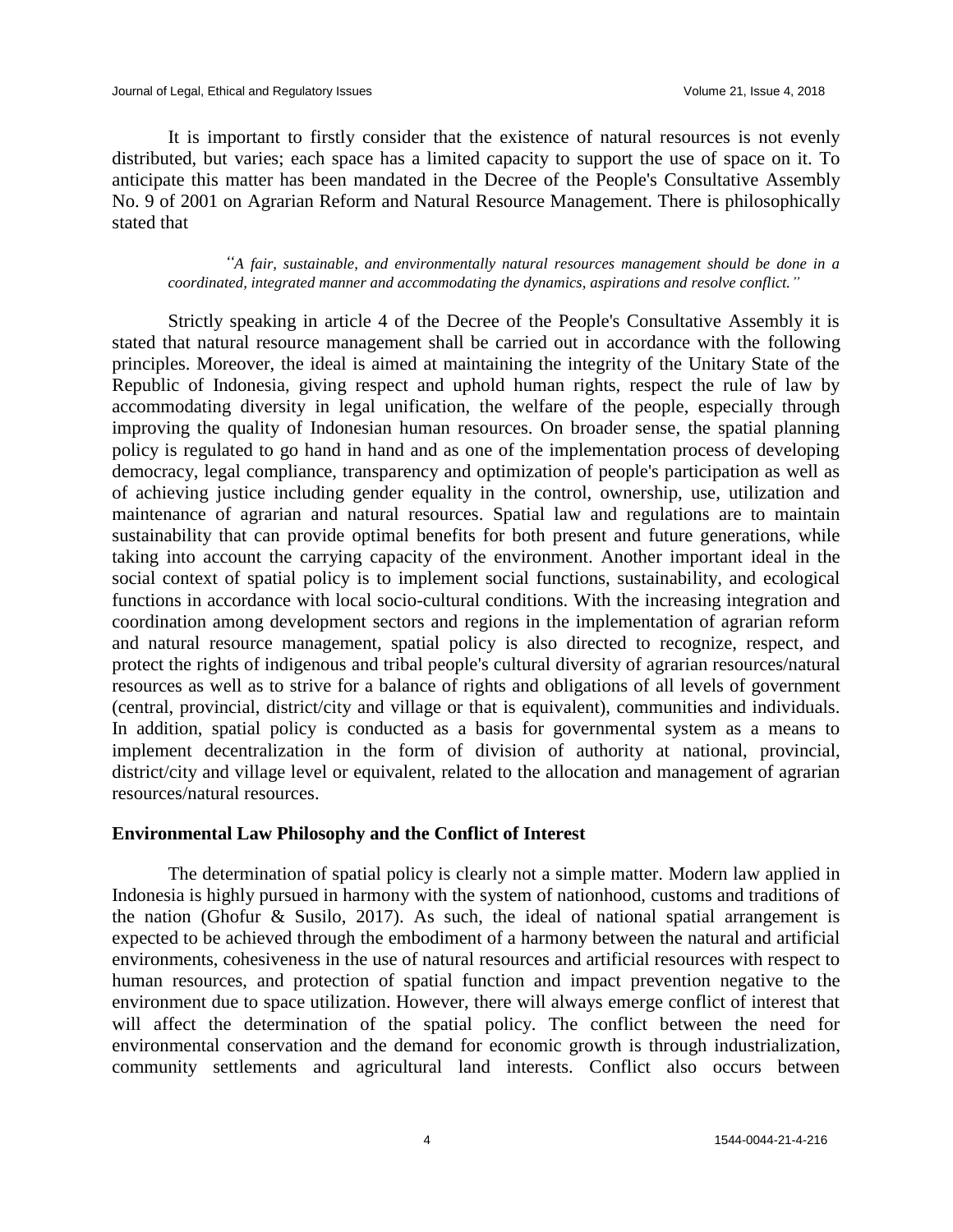It is important to firstly consider that the existence of natural resources is not evenly distributed, but varies; each space has a limited capacity to support the use of space on it. To anticipate this matter has been mandated in the Decree of the People's Consultative Assembly No. 9 of 2001 on Agrarian Reform and Natural Resource Management. There is philosophically stated that

> *"A fair, sustainable, and environmentally natural resources management should be done in a coordinated, integrated manner and accommodating the dynamics, aspirations and resolve conflict."*

Strictly speaking in article 4 of the Decree of the People's Consultative Assembly it is stated that natural resource management shall be carried out in accordance with the following principles. Moreover, the ideal is aimed at maintaining the integrity of the Unitary State of the Republic of Indonesia, giving respect and uphold human rights, respect the rule of law by accommodating diversity in legal unification, the welfare of the people, especially through improving the quality of Indonesian human resources. On broader sense, the spatial planning policy is regulated to go hand in hand and as one of the implementation process of developing democracy, legal compliance, transparency and optimization of people's participation as well as of achieving justice including gender equality in the control, ownership, use, utilization and maintenance of agrarian and natural resources. Spatial law and regulations are to maintain sustainability that can provide optimal benefits for both present and future generations, while taking into account the carrying capacity of the environment. Another important ideal in the social context of spatial policy is to implement social functions, sustainability, and ecological functions in accordance with local socio-cultural conditions. With the increasing integration and coordination among development sectors and regions in the implementation of agrarian reform and natural resource management, spatial policy is also directed to recognize, respect, and protect the rights of indigenous and tribal people's cultural diversity of agrarian resources/natural resources as well as to strive for a balance of rights and obligations of all levels of government (central, provincial, district/city and village or that is equivalent), communities and individuals. In addition, spatial policy is conducted as a basis for governmental system as a means to implement decentralization in the form of division of authority at national, provincial, district/city and village level or equivalent, related to the allocation and management of agrarian resources/natural resources.

## Environmental Law Philosophy and the Conflict of Interest

The determination of spatial policy is clearly not a simple matter. Modern law applied in Indonesia is highly pursued in harmony with the system of nationhood, customs and traditions of the nation (Ghofur & Susilo, 2017). As such, the ideal of national spatial arrangement is expected to be achieved through the embodiment of a harmony between the natural and artificial environments, cohesiveness in the use of natural resources and artificial resources with respect to human resources, and protection of spatial function and impact prevention negative to the environment due to space utilization. However, there will always emerge conflict of interest that will affect the determination of the spatial policy. The conflict between the need for environmental conservation and the demand for economic growth is through industrialization, community settlements and agricultural land interests. Conflict also occurs between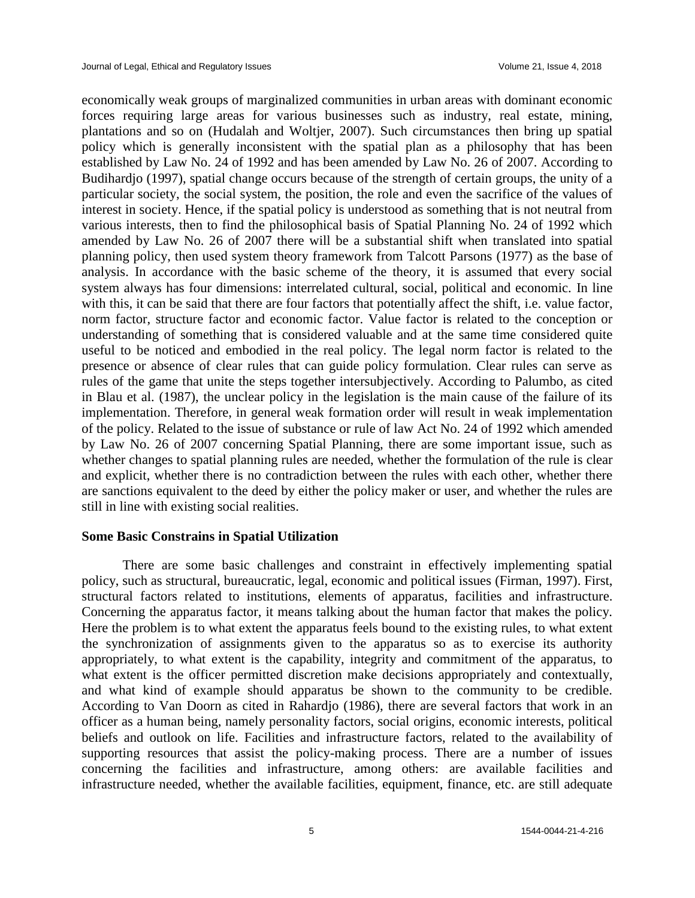economically weak groups of marginalized communities in urban areas with dominant economic forces requiring large areas for various businesses such as industry, real estate, mining, plantations and so on (Hudalah and Woltjer, 2007). Such circumstances then bring up spatial policy which is generally inconsistent with the spatial plan as a philosophy that has been established by Law No. 24 of 1992 and has been amended by Law No. 26 of 2007. According to Budihardjo (1997), spatial change occurs because of the strength of certain groups, the unity of a particular society, the social system, the position, the role and even the sacrifice of the values of interest in society. Hence, if the spatial policy is understood as something that is not neutral from various interests, then to find the philosophical basis of Spatial Planning No. 24 of 1992 which amended by Law No. 26 of 2007 there will be a substantial shift when translated into spatial planning policy, then used system theory framework from Talcott Parsons (1977) as the base of analysis. In accordance with the basic scheme of the theory, it is assumed that every social system always has four dimensions: interrelated cultural, social, political and economic. In line with this, it can be said that there are four factors that potentially affect the shift, i.e. value factor, norm factor, structure factor and economic factor. Value factor is related to the conception or understanding of something that is considered valuable and at the same time considered quite useful to be noticed and embodied in the real policy. The legal norm factor is related to the presence or absence of clear rules that can guide policy formulation. Clear rules can serve as rules of the game that unite the steps together intersubjectively. According to Palumbo, as cited in Blau et al. (1987), the unclear policy in the legislation is the main cause of the failure of its implementation. Therefore, in general weak formation order will result in weak implementation of the policy. Related to the issue of substance or rule of law Act No. 24 of 1992 which amended by Law No. 26 of 2007 concerning Spatial Planning, there are some important issue, such as whether changes to spatial planning rules are needed, whether the formulation of the rule is clear and explicit, whether there is no contradiction between the rules with each other, whether there are sanctions equivalent to the deed by either the policy maker or user, and whether the rules are still in line with existing social realities.

**Some Basic Constrains in Spatial Utilization**

There are some basic challenges and constraint in effectively implementing spatial policy, such as structural, bureaucratic, legal, economic and political issues (Firman, 1997). First, structural factors related to institutions, elements of apparatus, facilities and infrastructure. Concerning the apparatus factor, it means talking about the human factor that makes the policy. Here the problem is to what extent the apparatus feels bound to the existing rules, to what extent the synchronization of assignments given to the apparatus so as to exercise its authority appropriately, to what extent is the capability, integrity and commitment of the apparatus, to what extent is the officer permitted discretion make decisions appropriately and contextually, and what kind of example should apparatus be shown to the community to be credible. According to Van Doorn as cited in Rahardjo (1986), there are several factors that work in an officer as a human being, namely personality factors, social origins, economic interests, political beliefs and outlook on life. Facilities and infrastructure factors, related to the availability of supporting resources that assist the policy-making process. There are a number of issues concerning the facilities and infrastructure, among others: are available facilities and infrastructure needed, whether the available facilities, equipment, finance, etc. are still adequate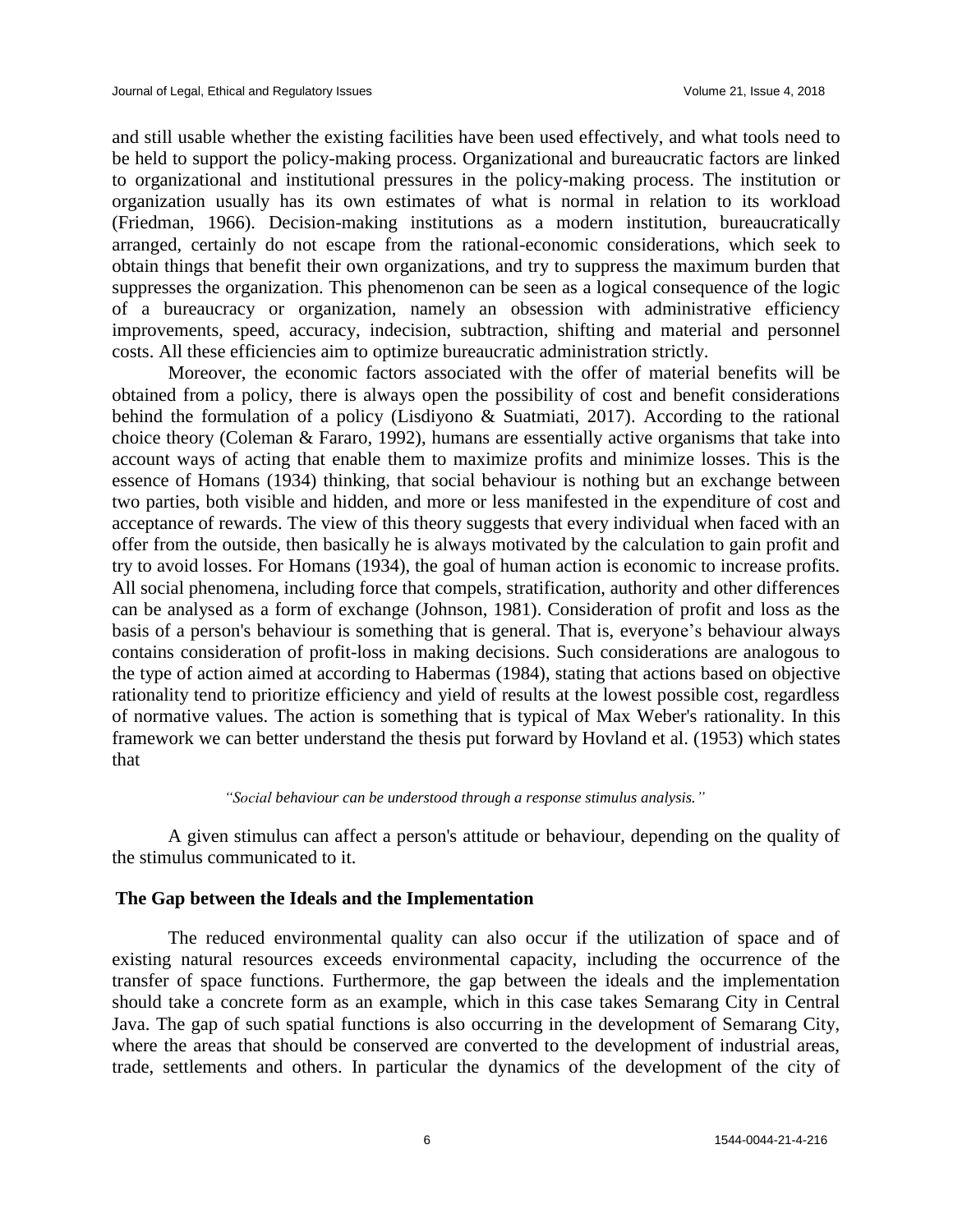and still usable whether the existing facilities have been used effectively, and what tools need to be held to support the policy-making process. Organizational and bureaucratic factors are linked to organizational and institutional pressures in the policy-making process. The institution or organization usually has its own estimates of what is normal in relation to its workload (Friedman, 1966). Decision-making institutions as a modern institution, bureaucratically arranged, certainly do not escape from the rational-economic considerations, which seek to obtain things that benefit their own organizations, and try to suppress the maximum burden that suppresses the organization. This phenomenon can be seen as a logical consequence of the logic of a bureaucracy or organization, namely an obsession with administrative efficiency improvements, speed, accuracy, indecision, subtraction, shifting and material and personnel costs. All these efficiencies aim to optimize bureaucratic administration strictly.

Moreover, the economic factors associated with the offer of material benefits will be obtained from a policy, there is always open the possibility of cost and benefit considerations behind the formulation of a policy (Lisdiyono & Suatmiati, 2017). According to the rational choice theory (Coleman & Fararo, 1992), humans are essentially active organisms that take into account ways of acting that enable them to maximize profits and minimize losses. This is the essence of Homans (1934) thinking, that social behaviour is nothing but an exchange between two parties, both visible and hidden, and more or less manifested in the expenditure of cost and acceptance of rewards. The view of this theory suggests that every individual when faced with an offer from the outside, then basically he is always motivated by the calculation to gain profit and try to avoid losses. For Homans (1934), the goal of human action is economic to increase profits. All social phenomena, including force that compels, stratification, authority and other differences can be analysed as a form of exchange (Johnson, 1981). Consideration of profit and loss as the basis of a person's behaviour is something that is general. That is, everyone's behaviour always contains consideration of profit-loss in making decisions. Such considerations are analogous to the type of action aimed at according to Habermas (1984), stating that actions based on objective rationality tend to prioritize efficiency and yield of results at the lowest possible cost, regardless of normative values. The action is something that is typical of Max Weber's rationality. In this framework we can better understand the thesis put forward by Hovland et al. (1953) which states that

> *"Social behaviour can be understood through a response stimulus analysis."*

A given stimulus can affect a person's attitude or behaviour, depending on the quality of the stimulus communicated to it.

## The Gap between the Ideals and the Implementation

The reduced environmental quality can also occur if the utilization of space and of existing natural resources exceeds environmental capacity, including the occurrence of the transfer of space functions. Furthermore, the gap between the ideals and the implementation should take a concrete form as an example, which in this case takes Semarang City in Central Java. The gap of such spatial functions is also occurring in the development of Semarang City, where the areas that should be conserved are converted to the development of industrial areas, trade, settlements and others. In particular the dynamics of the development of the city of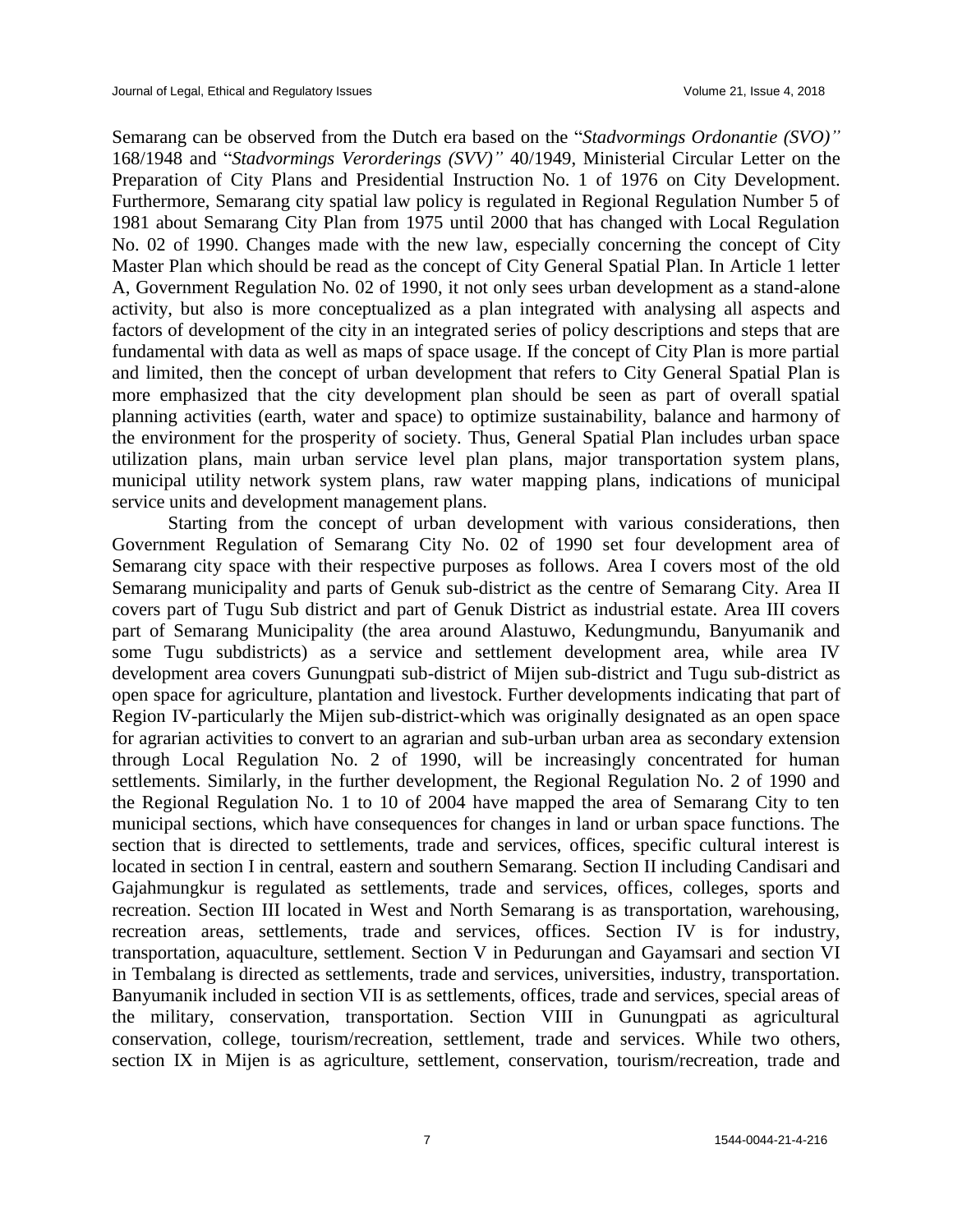Semarang can be observed from the Dutch era based on the "*Stadvormings Ordonantie (SVO)"* 168/1948 and "*Stadvormings Verorderings (SVV)"* 40/1949, Ministerial Circular Letter on the Preparation of City Plans and Presidential Instruction No. 1 of 1976 on City Development. Furthermore, Semarang city spatial law policy is regulated in Regional Regulation Number 5 of 1981 about Semarang City Plan from 1975 until 2000 that has changed with Local Regulation No. 02 of 1990. Changes made with the new law, especially concerning the concept of City Master Plan which should be read as the concept of City General Spatial Plan. In Article 1 letter A, Government Regulation No. 02 of 1990, it not only sees urban development as a stand-alone activity, but also is more conceptualized as a plan integrated with analysing all aspects and factors of development of the city in an integrated series of policy descriptions and steps that are fundamental with data as well as maps of space usage. If the concept of City Plan is more partial and limited, then the concept of urban development that refers to City General Spatial Plan is more emphasized that the city development plan should be seen as part of overall spatial planning activities (earth, water and space) to optimize sustainability, balance and harmony of the environment for the prosperity of society. Thus, General Spatial Plan includes urban space utilization plans, main urban service level plan plans, major transportation system plans, municipal utility network system plans, raw water mapping plans, indications of municipal service units and development management plans.

Starting from the concept of urban development with various considerations, then Government Regulation of Semarang City No. 02 of 1990 set four development area of Semarang city space with their respective purposes as follows. Area I covers most of the old Semarang municipality and parts of Genuk sub-district as the centre of Semarang City. Area II covers part of Tugu Sub district and part of Genuk District as industrial estate. Area III covers part of Semarang Municipality (the area around Alastuwo, Kedungmundu, Banyumanik and some Tugu subdistricts) as a service and settlement development area, while area IV development area covers Gunungpati sub-district of Mijen sub-district and Tugu sub-district as open space for agriculture, plantation and livestock. Further developments indicating that part of Region IV-particularly the Mijen sub-district-which was originally designated as an open space for agrarian activities to convert to an agrarian and sub-urban urban area as secondary extension through Local Regulation No. 2 of 1990, will be increasingly concentrated for human settlements. Similarly, in the further development, the Regional Regulation No. 2 of 1990 and the Regional Regulation No. 1 to 10 of 2004 have mapped the area of Semarang City to ten municipal sections, which have consequences for changes in land or urban space functions. The section that is directed to settlements, trade and services, offices, specific cultural interest is located in section I in central, eastern and southern Semarang. Section II including Candisari and Gajahmungkur is regulated as settlements, trade and services, offices, colleges, sports and recreation. Section III located in West and North Semarang is as transportation, warehousing, recreation areas, settlements, trade and services, offices. Section IV is for industry, transportation, aquaculture, settlement. Section V in Pedurungan and Gayamsari and section VI in Tembalang is directed as settlements, trade and services, universities, industry, transportation. Banyumanik included in section VII is as settlements, offices, trade and services, special areas of the military, conservation, transportation. Section VIII in Gunungpati as agricultural conservation, college, tourism/recreation, settlement, trade and services. While two others, section IX in Mijen is as agriculture, settlement, conservation, tourism/recreation, trade and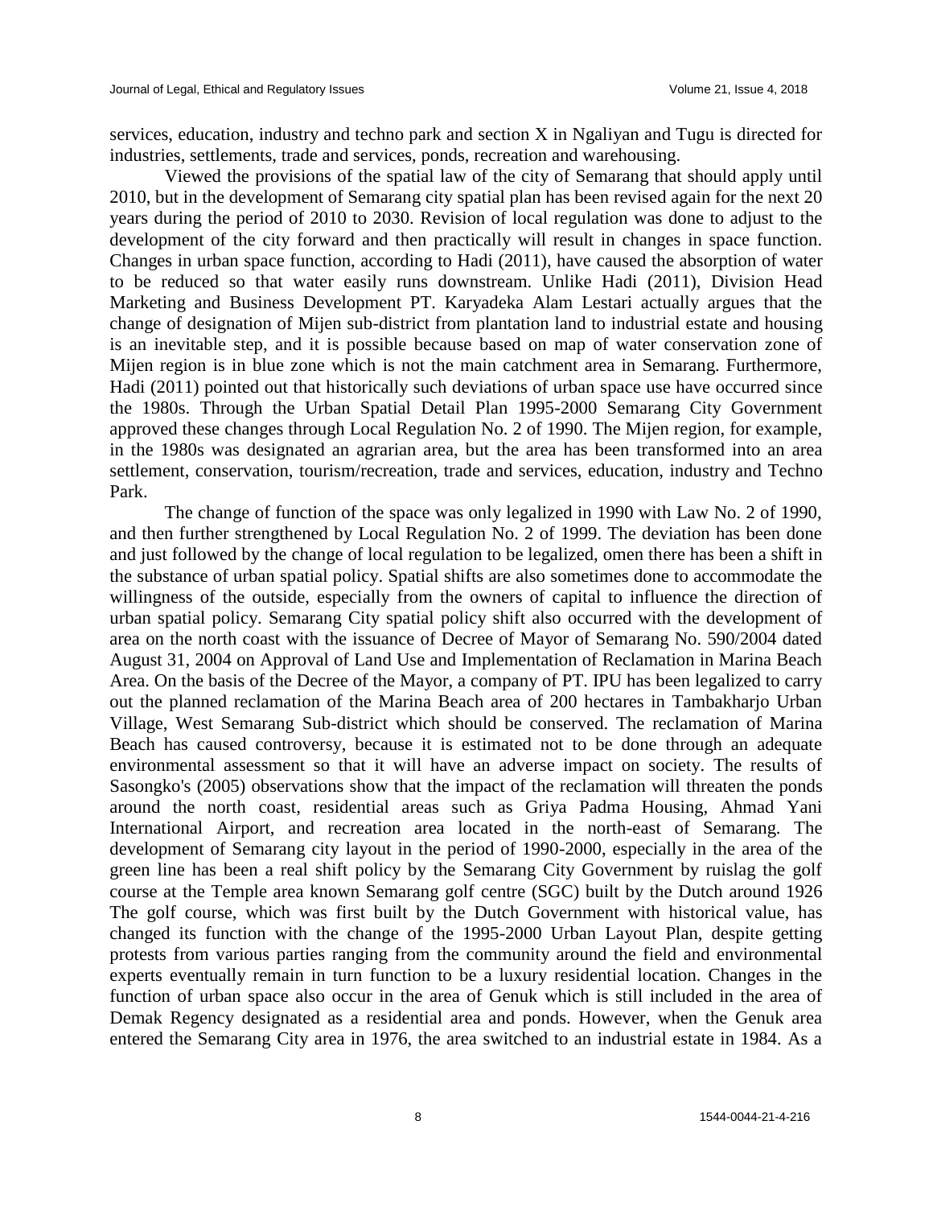services, education, industry and techno park and section X in Ngaliyan and Tugu is directed for industries, settlements, trade and services, ponds, recreation and warehousing.

Viewed the provisions of the spatial law of the city of Semarang that should apply until 2010, but in the development of Semarang city spatial plan has been revised again for the next 20 years during the period of 2010 to 2030. Revision of local regulation was done to adjust to the development of the city forward and then practically will result in changes in space function. Changes in urban space function, according to Hadi (2011), have caused the absorption of water to be reduced so that water easily runs downstream. Unlike Hadi (2011), Division Head Marketing and Business Development PT. Karyadeka Alam Lestari actually argues that the change of designation of Mijen sub-district from plantation land to industrial estate and housing is an inevitable step, and it is possible because based on map of water conservation zone of Mijen region is in blue zone which is not the main catchment area in Semarang. Furthermore, Hadi (2011) pointed out that historically such deviations of urban space use have occurred since the 1980s. Through the Urban Spatial Detail Plan 1995-2000 Semarang City Government approved these changes through Local Regulation No. 2 of 1990. The Mijen region, for example, in the 1980s was designated an agrarian area, but the area has been transformed into an area settlement, conservation, tourism/recreation, trade and services, education, industry and Techno Park.

The change of function of the space was only legalized in 1990 with Law No. 2 of 1990, and then further strengthened by Local Regulation No. 2 of 1999. The deviation has been done and just followed by the change of local regulation to be legalized, omen there has been a shift in the substance of urban spatial policy. Spatial shifts are also sometimes done to accommodate the willingness of the outside, especially from the owners of capital to influence the direction of urban spatial policy. Semarang City spatial policy shift also occurred with the development of area on the north coast with the issuance of Decree of Mayor of Semarang No. 590/2004 dated August 31, 2004 on Approval of Land Use and Implementation of Reclamation in Marina Beach Area. On the basis of the Decree of the Mayor, a company of PT. IPU has been legalized to carry out the planned reclamation of the Marina Beach area of 200 hectares in Tambakharjo Urban Village, West Semarang Sub-district which should be conserved. The reclamation of Marina Beach has caused controversy, because it is estimated not to be done through an adequate environmental assessment so that it will have an adverse impact on society. The results of Sasongko's (2005) observations show that the impact of the reclamation will threaten the ponds around the north coast, residential areas such as Griya Padma Housing, Ahmad Yani International Airport, and recreation area located in the north-east of Semarang. The development of Semarang city layout in the period of 1990-2000, especially in the area of the green line has been a real shift policy by the Semarang City Government by ruislag the golf course at the Temple area known Semarang golf centre (SGC) built by the Dutch around 1926 The golf course, which was first built by the Dutch Government with historical value, has changed its function with the change of the 1995-2000 Urban Layout Plan, despite getting protests from various parties ranging from the community around the field and environmental experts eventually remain in turn function to be a luxury residential location. Changes in the function of urban space also occur in the area of Genuk which is still included in the area of Demak Regency designated as a residential area and ponds. However, when the Genuk area entered the Semarang City area in 1976, the area switched to an industrial estate in 1984. As a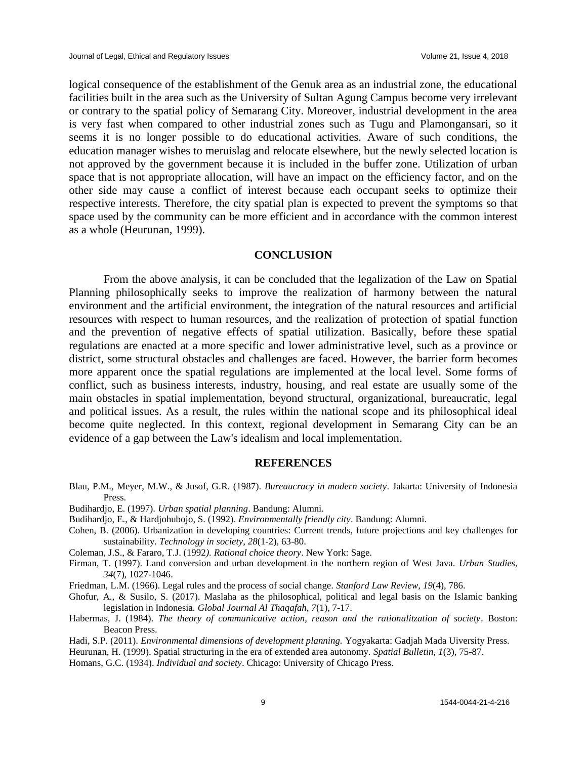logical consequence of the establishment of the Genuk area as an industrial zone, the educational facilities built in the area such as the University of Sultan Agung Campus become very irrelevant or contrary to the spatial policy of Semarang City. Moreover, industrial development in the area is very fast when compared to other industrial zones such as Tugu and Plamongansari, so it seems it is no longer possible to do educational activities. Aware of such conditions, the education manager wishes to meruislag and relocate elsewhere, but the newly selected location is not approved by the government because it is included in the buffer zone. Utilization of urban space that is not appropriate allocation, will have an impact on the efficiency factor, and on the other side may cause a conflict of interest because each occupant seeks to optimize their respective interests. Therefore, the city spatial plan is expected to prevent the symptoms so that space used by the community can be more efficient and in accordance with the common interest as a whole (Heurunan, 1999).

## CONCLUSION

From the above analysis, it can be concluded that the legalization of the Law on Spatial Planning philosophically seeks to improve the realization of harmony between the natural environment and the artificial environment, the integration of the natural resources and artificial resources with respect to human resources, and the realization of protection of spatial function and the prevention of negative effects of spatial utilization. Basically, before these spatial regulations are enacted at a more specific and lower administrative level, such as a province or district, some structural obstacles and challenges are faced. However, the barrier form becomes more apparent once the spatial regulations are implemented at the local level. Some forms of conflict, such as business interests, industry, housing, and real estate are usually some of the main obstacles in spatial implementation, beyond structural, organizational, bureaucratic, legal and political issues. As a result, the rules within the national scope and its philosophical ideal become quite neglected. In this context, regional development in Semarang City can be an evidence of a gap between the Law's idealism and local implementation.

## REFERENCES

Blau, P.M., Meyer, M.W., & Jusof, G.R. (1987). *Bureaucracy in modern society*. Jakarta: University of Indonesia Press.

Budihardjo, E. (1997). *Urban spatial planning*. Bandung: Alumni.

Budihardjo, E., & Hardjohubojo, S. (1992). *Environmentally friendly city*. Bandung: Alumni.

Cohen, B. (2006). Urbanization in developing countries: Current trends, future projections and key challenges for sustainability. *Technology in society, 28*(1-2), 63-80.

Coleman, J.S., & Fararo, T.J. (1992*). Rational choice theory*. New York: Sage.

Firman, T. (1997). Land conversion and urban development in the northern region of West Java. *Urban Studies*, *34*(7), 1027-1046.

Friedman, L.M. (1966). Legal rules and the process of social change. *Stanford Law Review, 19*(4), 786.

Ghofur, A., & Susilo, S. (2017). Maslaha as the philosophical, political and legal basis on the Islamic banking legislation in Indonesia. *Global Journal Al Thaqafah, 7*(1), 7-17.

Habermas, J. (1984). *The theory of communicative action, reason and the rationalitzation of society*. Boston: Beacon Press.

Hadi, S.P. (2011). *Environmental dimensions of development planning.* Yogyakarta: Gadjah Mada Uiversity Press.

Heurunan, H. (1999). Spatial structuring in the era of extended area autonomy. *Spatial Bulletin, 1*(3), 75-87.

Homans, G.C. (1934). *Individual and society*. Chicago: University of Chicago Press.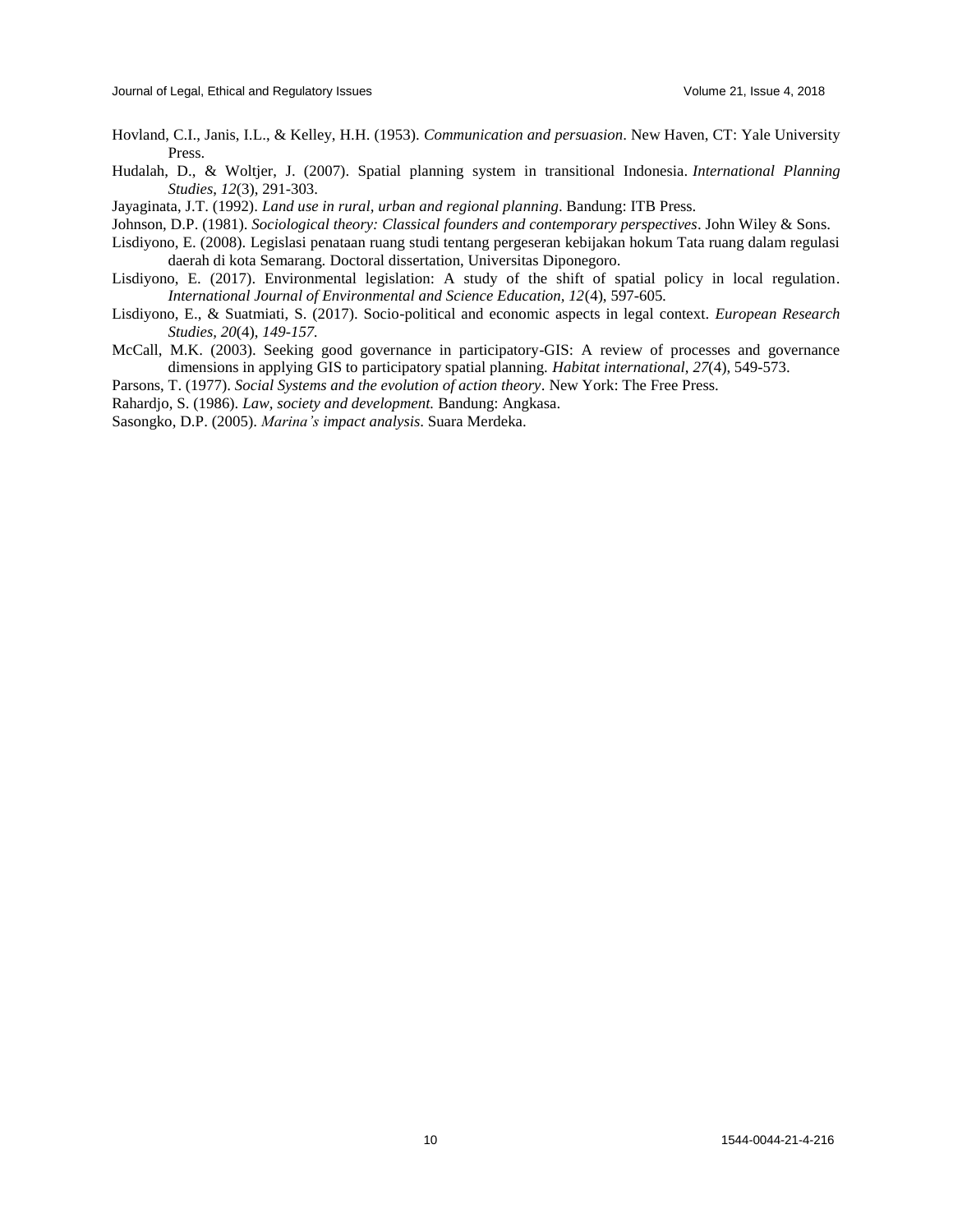Hovland, C.I., Janis, I.L., & Kelley, H.H. (1953). *Communication and persuasion*. New Haven, CT: Yale University Press.

Hudalah, D., & Woltjer, J. (2007). Spatial planning system in transitional Indonesia. *International Planning Studies, 12*(3), 291-303.

Jayaginata, J.T. (1992). *Land use in rural, urban and regional planning*. Bandung: ITB Press.

Johnson, D.P. (1981). *Sociological theory: Classical founders and contemporary perspectives*. John Wiley & Sons.

Lisdiyono, E. (2008). Legislasi penataan ruang studi tentang pergeseran kebijakan hokum Tata ruang dalam regulasi daerah di kota Semarang. Doctoral dissertation, Universitas Diponegoro.

Lisdiyono, E. (2017). Environmental legislation: A study of the shift of spatial policy in local regulation. *International Journal of Environmental and Science Education, 12*(4), 597-605.

Lisdiyono, E., & Suatmiati, S. (2017). Socio-political and economic aspects in legal context. *European Research Studies, 20*(4), *149-157.*

McCall, M.K. (2003). Seeking good governance in participatory-GIS: A review of processes and governance dimensions in applying GIS to participatory spatial planning. *Habitat international, 27*(4), 549-573.

Parsons, T. (1977). *Social Systems and the evolution of action theory*. New York: The Free Press.

Rahardjo, S. (1986). *Law, society and development.* Bandung: Angkasa.

Sasongko, D.P. (2005). *Marina's impact analysis*. Suara Merdeka.